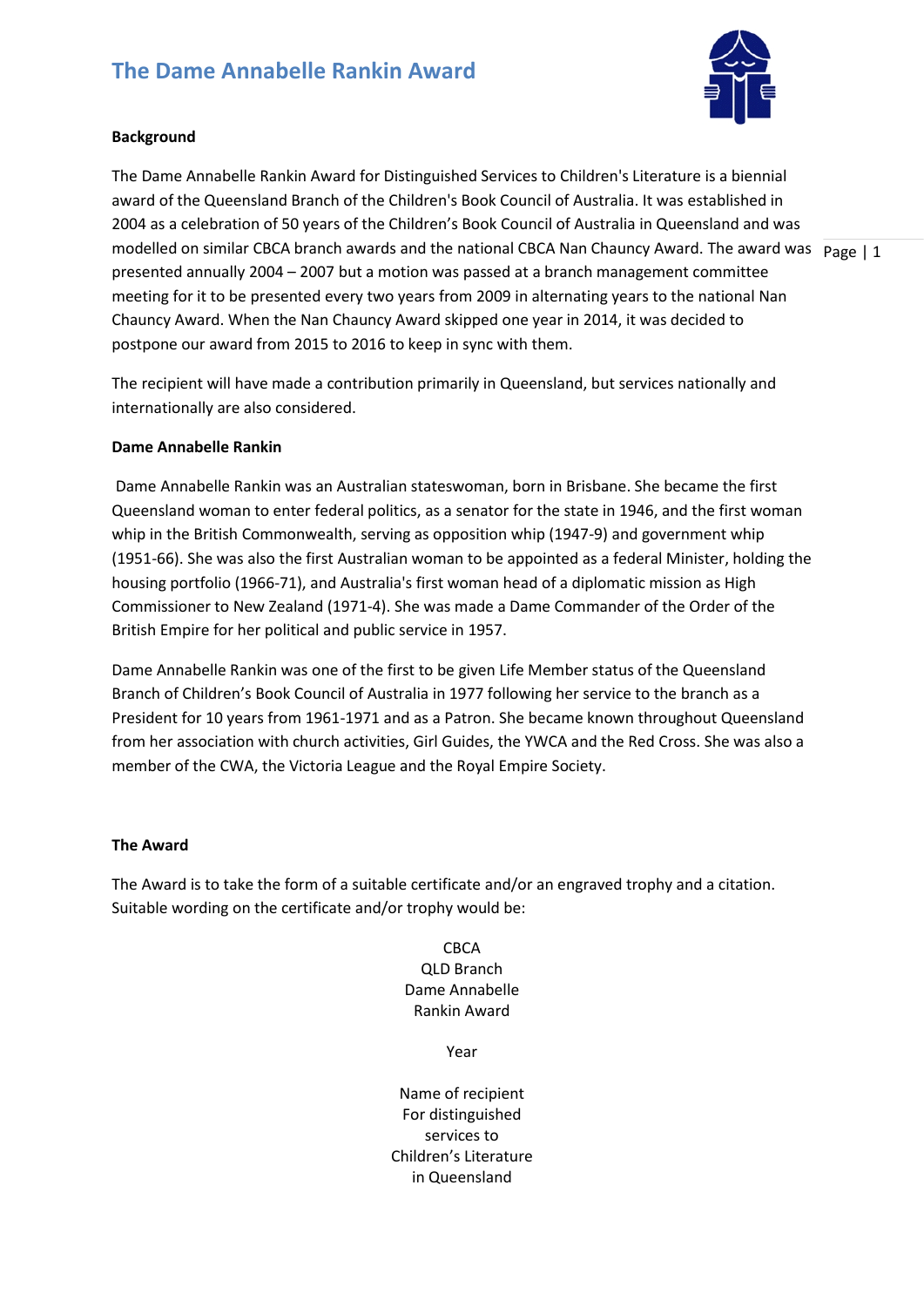# The Dame Annabelle Rankin Award

**Background**

The Dame Annabelle Rankin Award for Distinguished Services to Children's Literature is a biennial award of the Queensland Branch of the Children's Book Council of Australia. It was established in 2004 as a celebration of 50 years of the Children's Book Council of Australia in Queensland and was modelled on similar CBCA branch awards and the national CBCA Nan Chauncy Award. The award was presented annually 2004 – 2007 but a motion was passed at a branch management committee meeting for it to be presented every two years from 2009 in alternating years to the national Nan Chauncy Award. When the Nan Chauncy Award skipped one year in 2014, it was decided to postpone our award from 2015 to 2016 to keep in sync with them.

The recipient will have made a contribution primarily in Queensland, but services nationally and internationally are also considered.

**Dame Annabelle Rankin**

Dame Annabelle Rankin was an Australian stateswoman, born in Brisbane. She became the first Queensland woman to enter federal politics, as a senator for the state in 1946, and the first woman whip in the British Commonwealth, serving as opposition whip (1947-9) and government whip (1951-66). She was also the first Australian woman to be appointed as a federal Minister, holding the housing portfolio (1966-71), and Australia's first woman head of a diplomatic mission as High Commissioner to New Zealand (1971-4). She was made a Dame Commander of the Order of the British Empire for her political and public service in 1957.

Dame Annabelle Rankin was one of the first to be given Life Member status of the Queensland Branch of Children's Book Council of Australia in 1977 following her service to the branch as a President for 10 years from 1961-1971 and as a Patron. She became known throughout Queensland from her association with church activities, Girl Guides, the YWCA and the Red Cross. She was also a member of the CWA, the Victoria League and the Royal Empire Society.

**The Award**

The Award is to take the form of a suitable certificate and/or an engraved trophy and a citation. Suitable wording on the certificate and/or trophy would be:

CBCA
QLD Branch
Dame Annabelle
Rankin Award

Year

Name of recipient
For distinguished
services to
Children's Literature
in Queensland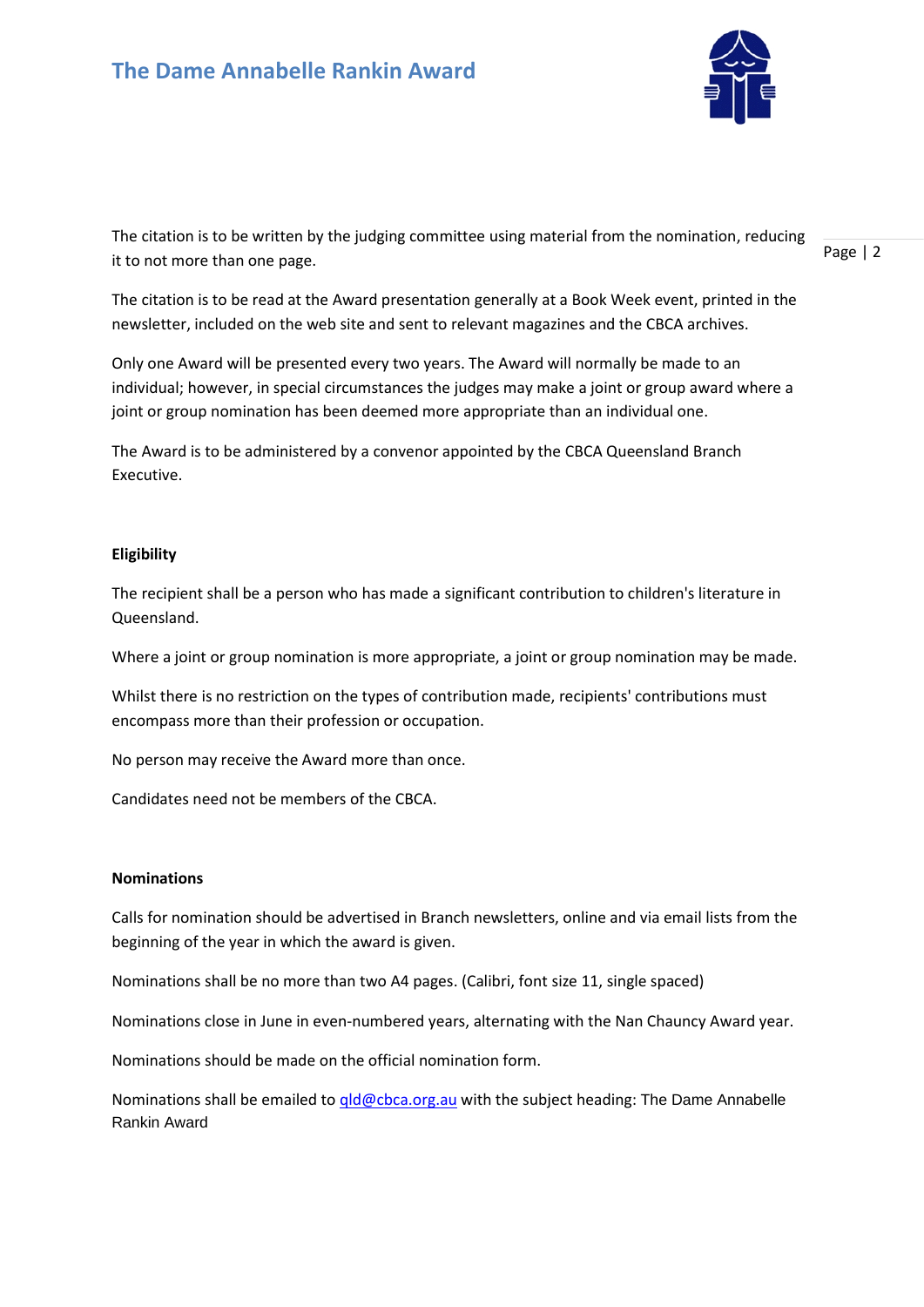The citation is to be written by the judging committee using material from the nomination, reducing it to not more than one page.

The citation is to be read at the Award presentation generally at a Book Week event, printed in the newsletter, included on the web site and sent to relevant magazines and the CBCA archives.

Only one Award will be presented every two years. The Award will normally be made to an individual; however, in special circumstances the judges may make a joint or group award where a joint or group nomination has been deemed more appropriate than an individual one.

The Award is to be administered by a convenor appointed by the CBCA Queensland Branch Executive.

**Eligibility**

The recipient shall be a person who has made a significant contribution to children's literature in Queensland.

Where a joint or group nomination is more appropriate, a joint or group nomination may be made.

Whilst there is no restriction on the types of contribution made, recipients' contributions must encompass more than their profession or occupation.

No person may receive the Award more than once.

Candidates need not be members of the CBCA.

**Nominations**

Calls for nomination should be advertised in Branch newsletters, online and via email lists from the beginning of the year in which the award is given.

Nominations shall be no more than two A4 pages. (Calibri, font size 11, single spaced)

Nominations close in June in even-numbered years, alternating with the Nan Chauncy Award year.

Nominations should be made on the official nomination form.

Nominations shall be emailed to [qld@cbca.org.au](mailto:qld@cbca.org.au) with the subject heading: The Dame Annabelle Rankin Award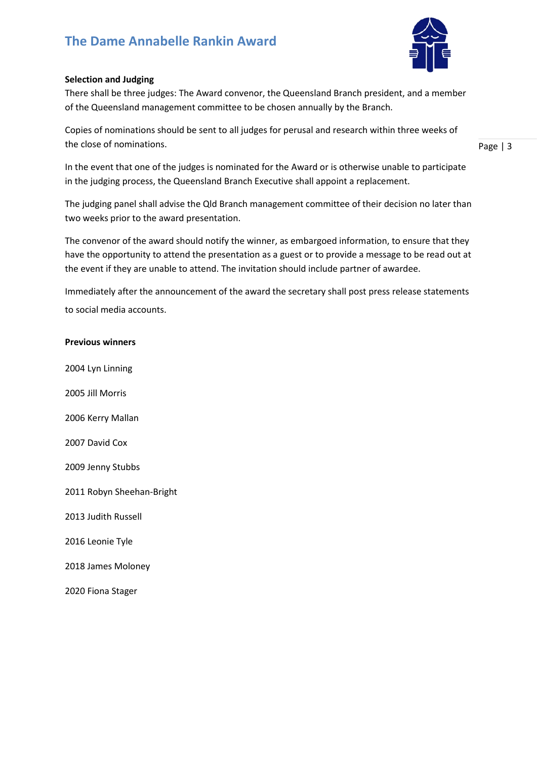**Selection and Judging**

There shall be three judges: The Award convenor, the Queensland Branch president, and a member of the Queensland management committee to be chosen annually by the Branch.

Copies of nominations should be sent to all judges for perusal and research within three weeks of the close of nominations.

In the event that one of the judges is nominated for the Award or is otherwise unable to participate in the judging process, the Queensland Branch Executive shall appoint a replacement.

The judging panel shall advise the Qld Branch management committee of their decision no later than two weeks prior to the award presentation.

The convenor of the award should notify the winner, as embargoed information, to ensure that they have the opportunity to attend the presentation as a guest or to provide a message to be read out at the event if they are unable to attend. The invitation should include partner of awardee.

Immediately after the announcement of the award the secretary shall post press release statements to social media accounts.

**Previous winners**

2004 Lyn Linning

2005 Jill Morris

2006 Kerry Mallan

2007 David Cox

2009 Jenny Stubbs

2011 Robyn Sheehan-Bright

2013 Judith Russell

2016 Leonie Tyle

2018 James Moloney

2020 Fiona Stager